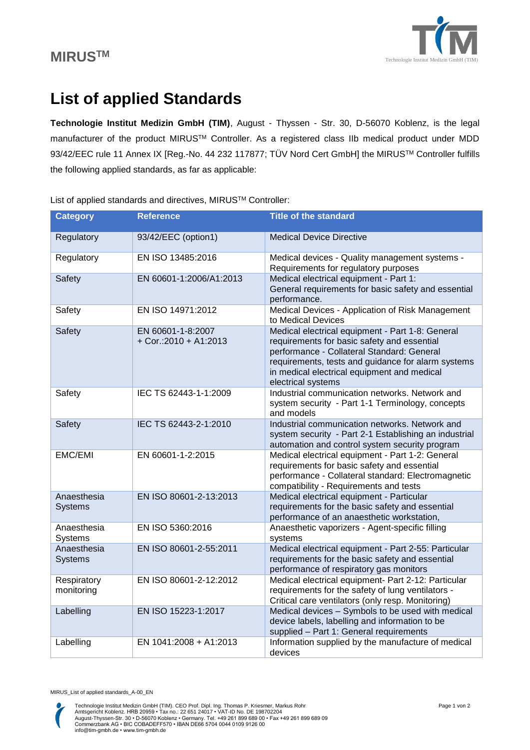MIRUS™

# List of applied Standards

**Technologie Institut Medizin GmbH (TIM)**, August - Thyssen - Str. 30, D-56070 Koblenz, is the legal manufacturer of the product MIRUS™ Controller. As a registered class IIb medical product under MDD 93/42/EEC rule 11 Annex IX [Reg.-No. 44 232 117877; TÜV Nord Cert GmbH] the MIRUS™ Controller fulfills the following applied standards, as far as applicable:

List of applied standards and directives, MIRUS™ Controller:

| Category | Reference | Title of the standard |
|---|---|---|
| Regulatory | 93/42/EEC (option1) | Medical Device Directive |
| Regulatory | EN ISO 13485:2016 | Medical devices - Quality management systems - Requirements for regulatory purposes |
| Safety | EN 60601-1:2006/A1:2013 | Medical electrical equipment - Part 1: General requirements for basic safety and essential performance. |
| Safety | EN ISO 14971:2012 | Medical Devices - Application of Risk Management to Medical Devices |
| Safety | EN 60601-1-8:2007 + Cor.:2010 + A1:2013 | Medical electrical equipment - Part 1-8: General requirements for basic safety and essential performance - Collateral Standard: General requirements, tests and guidance for alarm systems in medical electrical equipment and medical electrical systems |
| Safety | IEC TS 62443-1-1:2009 | Industrial communication networks. Network and system security - Part 1-1 Terminology, concepts and models |
| Safety | IEC TS 62443-2-1:2010 | Industrial communication networks. Network and system security - Part 2-1 Establishing an industrial automation and control system security program |
| EMC/EMI | EN 60601-1-2:2015 | Medical electrical equipment - Part 1-2: General requirements for basic safety and essential performance - Collateral standard: Electromagnetic compatibility - Requirements and tests |
| Anaesthesia Systems | EN ISO 80601-2-13:2013 | Medical electrical equipment - Particular requirements for the basic safety and essential performance of an anaesthetic workstation, |
| Anaesthesia Systems | EN ISO 5360:2016 | Anaesthetic vaporizers - Agent-specific filling systems |
| Anaesthesia Systems | EN ISO 80601-2-55:2011 | Medical electrical equipment - Part 2-55: Particular requirements for the basic safety and essential performance of respiratory gas monitors |
| Respiratory monitoring | EN ISO 80601-2-12:2012 | Medical electrical equipment- Part 2-12: Particular requirements for the safety of lung ventilators - Critical care ventilators (only resp. Monitoring) |
| Labelling | EN ISO 15223-1:2017 | Medical devices – Symbols to be used with medical device labels, labelling and information to be supplied – Part 1: General requirements |
| Labelling | EN 1041:2008 + A1:2013 | Information supplied by the manufacture of medical devices |

MIRUS_List of applied standards_A-00_EN

Technologie Institut Medizin GmbH (TIM). CEO Prof. Dipl. Ing. Thomas P. Kriesmer, Markus Rohr
Amtsgericht Koblenz. HRB 20959 • Tax no.: 22 651 24017 • VAT-ID No. DE 198702204
August-Thyssen-Str. 30 • D-56070 Koblenz • Germany. Tel. +49 261 899 689 00 • Fax +49 261 899 689 09
Commerzbank AG • BIC COBADEFF570 • IBAN DE66 5704 0044 0109 9126 00
info@tim-gmbh.de • www.tim-gmbh.de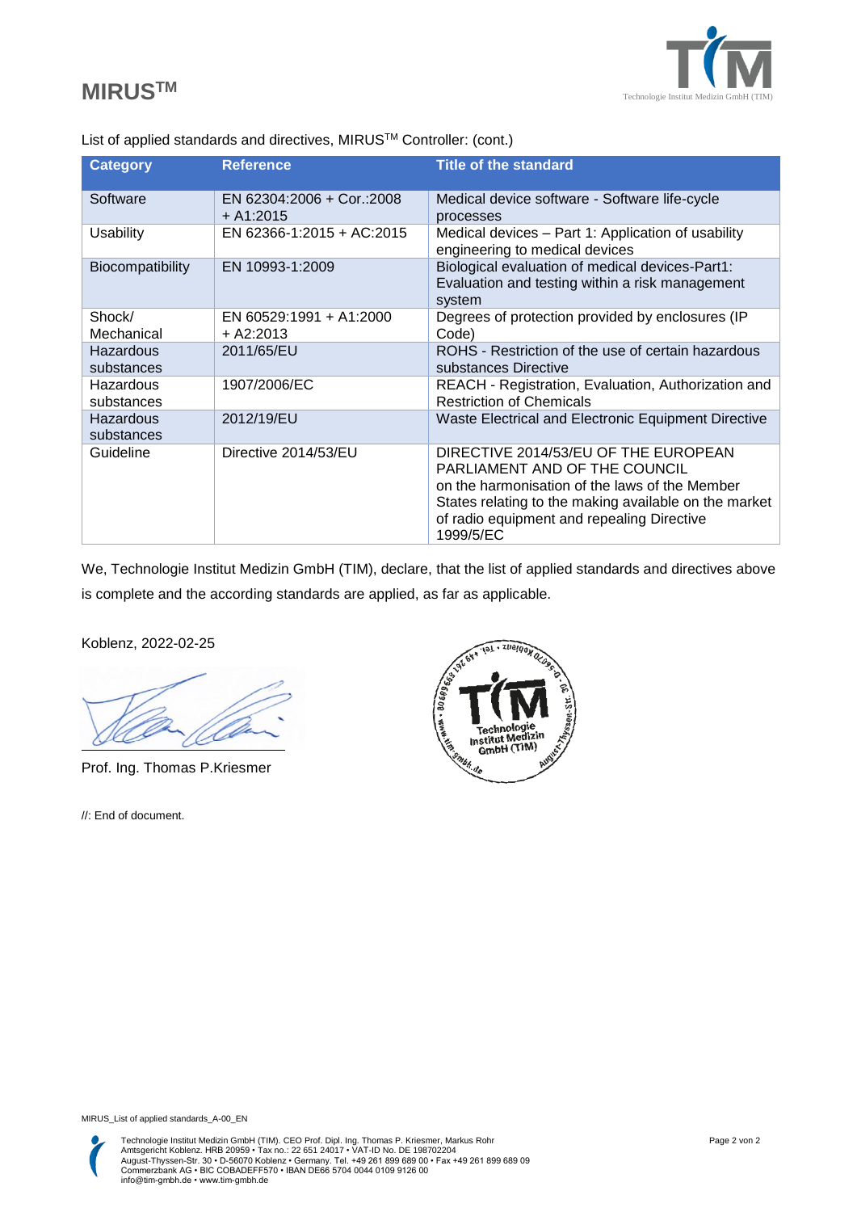List of applied standards and directives, MIRUS™ Controller: (cont.)

| Category | Reference | Title of the standard |
|---|---|---|
| Software | EN 62304:2006 + Cor.:2008 + A1:2015 | Medical device software - Software life-cycle processes |
| Usability | EN 62366-1:2015 + AC:2015 | Medical devices – Part 1: Application of usability engineering to medical devices |
| Biocompatibility | EN 10993-1:2009 | Biological evaluation of medical devices-Part1: Evaluation and testing within a risk management system |
| Shock/ Mechanical | EN 60529:1991 + A1:2000 + A2:2013 | Degrees of protection provided by enclosures (IP Code) |
| Hazardous substances | 2011/65/EU | ROHS - Restriction of the use of certain hazardous substances Directive |
| Hazardous substances | 1907/2006/EC | REACH - Registration, Evaluation, Authorization and Restriction of Chemicals |
| Hazardous substances | 2012/19/EU | Waste Electrical and Electronic Equipment Directive |
| Guideline | Directive 2014/53/EU | DIRECTIVE 2014/53/EU OF THE EUROPEAN PARLIAMENT AND OF THE COUNCIL on the harmonisation of the laws of the Member States relating to the making available on the market of radio equipment and repealing Directive 1999/5/EC |

We, Technologie Institut Medizin GmbH (TIM), declare, that the list of applied standards and directives above is complete and the according standards are applied, as far as applicable.

Koblenz, 2022-02-25

Prof. Ing. Thomas P.Kriesmer

//: End of document.

MIRUS_List of applied standards_A-00_EN

Technologie Institut Medizin GmbH (TIM). CEO Prof. Dipl. Ing. Thomas P. Kriesmer, Markus Rohr
Amtsgericht Koblenz. HRB 20959 • Tax no.: 22 651 24017 • VAT-ID No. DE 198702204
August-Thyssen-Str. 30 • D-56070 Koblenz • Germany. Tel. +49 261 899 689 00 • Fax +49 261 899 689 09
Commerzbank AG • BIC COBADEFF570 • IBAN DE66 5704 0044 0109 9126 00
info@tim-gmbh.de • www.tim-gmbh.de